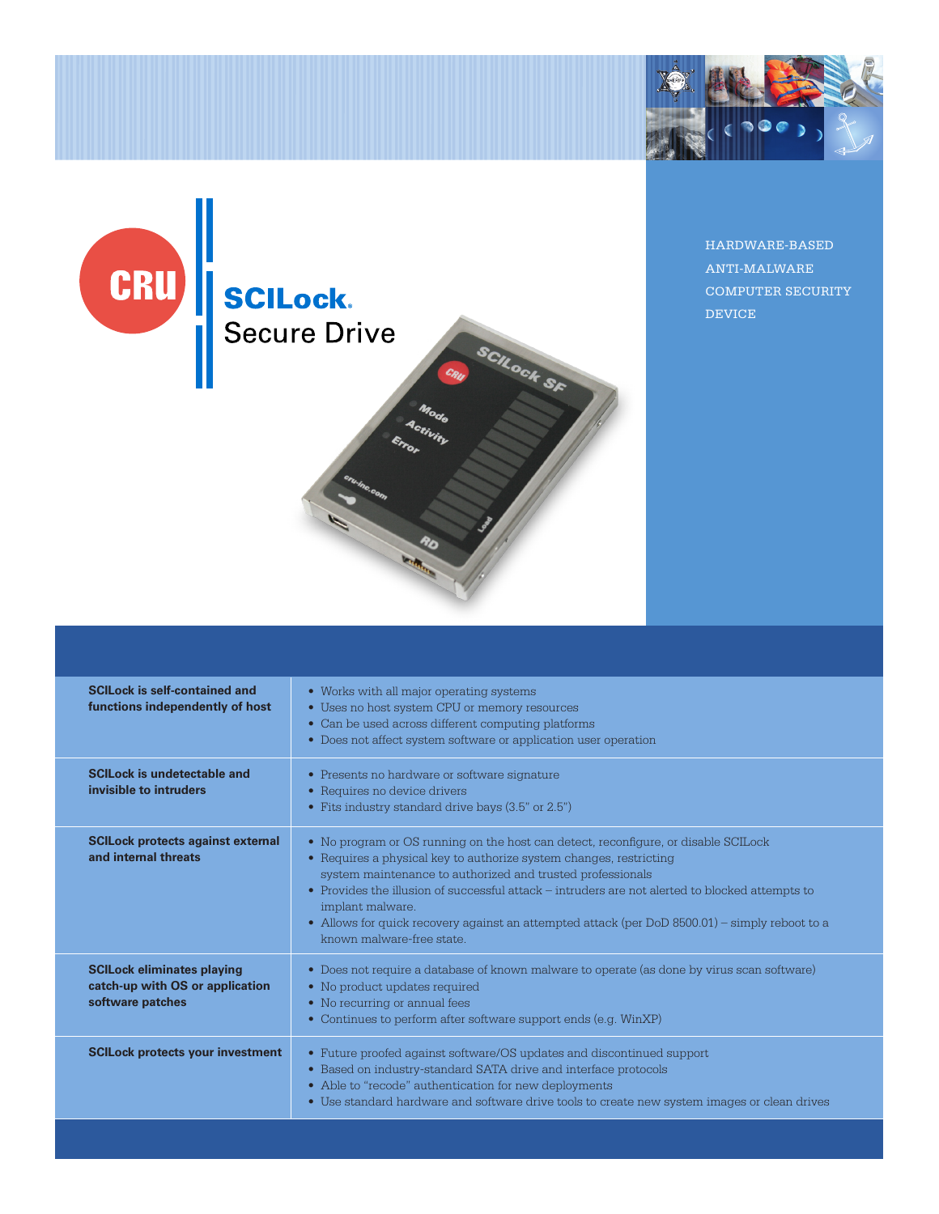# SCILock® Secure Drive

HARDWARE-BASED ANTI-MALWARE COMPUTER SECURITY DEVICE

| | |
|---|---|
| **SCILock is self-contained and functions independently of host** | • Works with all major operating systems<br>• Uses no host system CPU or memory resources<br>• Can be used across different computing platforms<br>• Does not affect system software or application user operation |
| **SCILock is undetectable and invisible to intruders** | • Presents no hardware or software signature<br>• Requires no device drivers<br>• Fits industry standard drive bays (3.5" or 2.5") |
| **SCILock protects against external and internal threats** | • No program or OS running on the host can detect, reconfigure, or disable SCILock<br>• Requires a physical key to authorize system changes, restricting system maintenance to authorized and trusted professionals<br>• Provides the illusion of successful attack – intruders are not alerted to blocked attempts to implant malware.<br>• Allows for quick recovery against an attempted attack (per DoD 8500.01) – simply reboot to a known malware-free state. |
| **SCILock eliminates playing catch-up with OS or application software patches** | • Does not require a database of known malware to operate (as done by virus scan software)<br>• No product updates required<br>• No recurring or annual fees<br>• Continues to perform after software support ends (e.g. WinXP) |
| **SCILock protects your investment** | • Future proofed against software/OS updates and discontinued support<br>• Based on industry-standard SATA drive and interface protocols<br>• Able to "recode" authentication for new deployments<br>• Use standard hardware and software drive tools to create new system images or clean drives |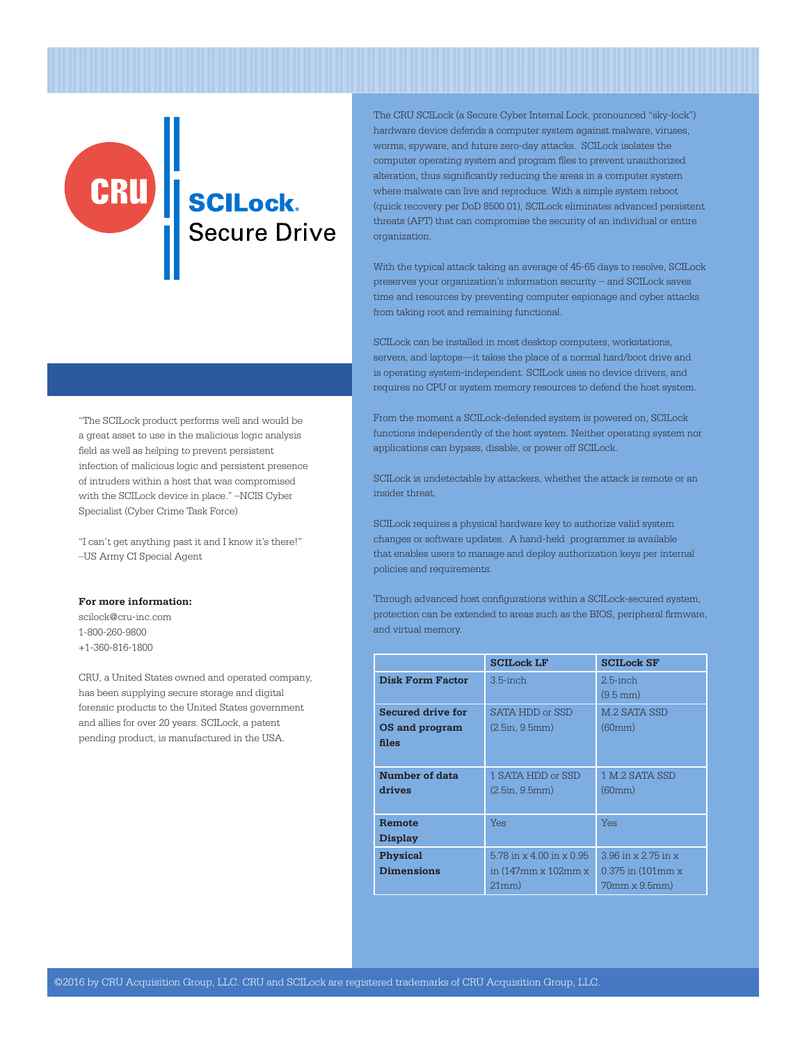# CRU SCILock® Secure Drive

"The SCILock product performs well and would be a great asset to use in the malicious logic analysis field as well as helping to prevent persistent infection of malicious logic and persistent presence of intruders within a host that was compromised with the SCILock device in place." –NCIS Cyber Specialist (Cyber Crime Task Force)

"I can't get anything past it and I know it's there!" –US Army CI Special Agent

**For more information:**
scilock@cru-inc.com
1-800-260-9800
+1-360-816-1800

CRU, a United States owned and operated company, has been supplying secure storage and digital forensic products to the United States government and allies for over 20 years. SCILock, a patent pending product, is manufactured in the USA.

The CRU SCILock (a Secure Cyber Internal Lock, pronounced "sky-lock") hardware device defends a computer system against malware, viruses, worms, spyware, and future zero-day attacks. SCILock isolates the computer operating system and program files to prevent unauthorized alteration, thus significantly reducing the areas in a computer system where malware can live and reproduce. With a simple system reboot (quick recovery per DoD 8500.01), SCILock eliminates advanced persistent threats (APT) that can compromise the security of an individual or entire organization.

With the typical attack taking an average of 45-65 days to resolve, SCILock preserves your organization's information security – and SCILock saves time and resources by preventing computer espionage and cyber attacks from taking root and remaining functional.

SCILock can be installed in most desktop computers, workstations, servers, and laptops—it takes the place of a normal hard/boot drive and is operating system-independent. SCILock uses no device drivers, and requires no CPU or system memory resources to defend the host system.

From the moment a SCILock-defended system is powered on, SCILock functions independently of the host system. Neither operating system nor applications can bypass, disable, or power off SCILock.

SCILock is undetectable by attackers, whether the attack is remote or an insider threat.

SCILock requires a physical hardware key to authorize valid system changes or software updates. A hand-held programmer is available that enables users to manage and deploy authorization keys per internal policies and requirements.

Through advanced host configurations within a SCILock-secured system, protection can be extended to areas such as the BIOS, peripheral firmware, and virtual memory.

| | **SCILock LF** | **SCILock SF** |
|---|---|---|
| **Disk Form Factor** | 3.5-inch | 2.5-inch (9.5 mm) |
| **Secured drive for OS and program files** | SATA HDD or SSD (2.5in, 9.5mm) | M.2 SATA SSD (60mm) |
| **Number of data drives** | 1 SATA HDD or SSD (2.5in, 9.5mm) | 1 M.2 SATA SSD (60mm) |
| **Remote Display** | Yes | Yes |
| **Physical Dimensions** | 5.78 in x 4.00 in x 0.95 in (147mm x 102mm x 21mm) | 3.96 in x 2.75 in x 0.375 in (101mm x 70mm x 9.5mm) |

©2016 by CRU Acquisition Group, LLC. CRU and SCILock are registered trademarks of CRU Acquisition Group, LLC.